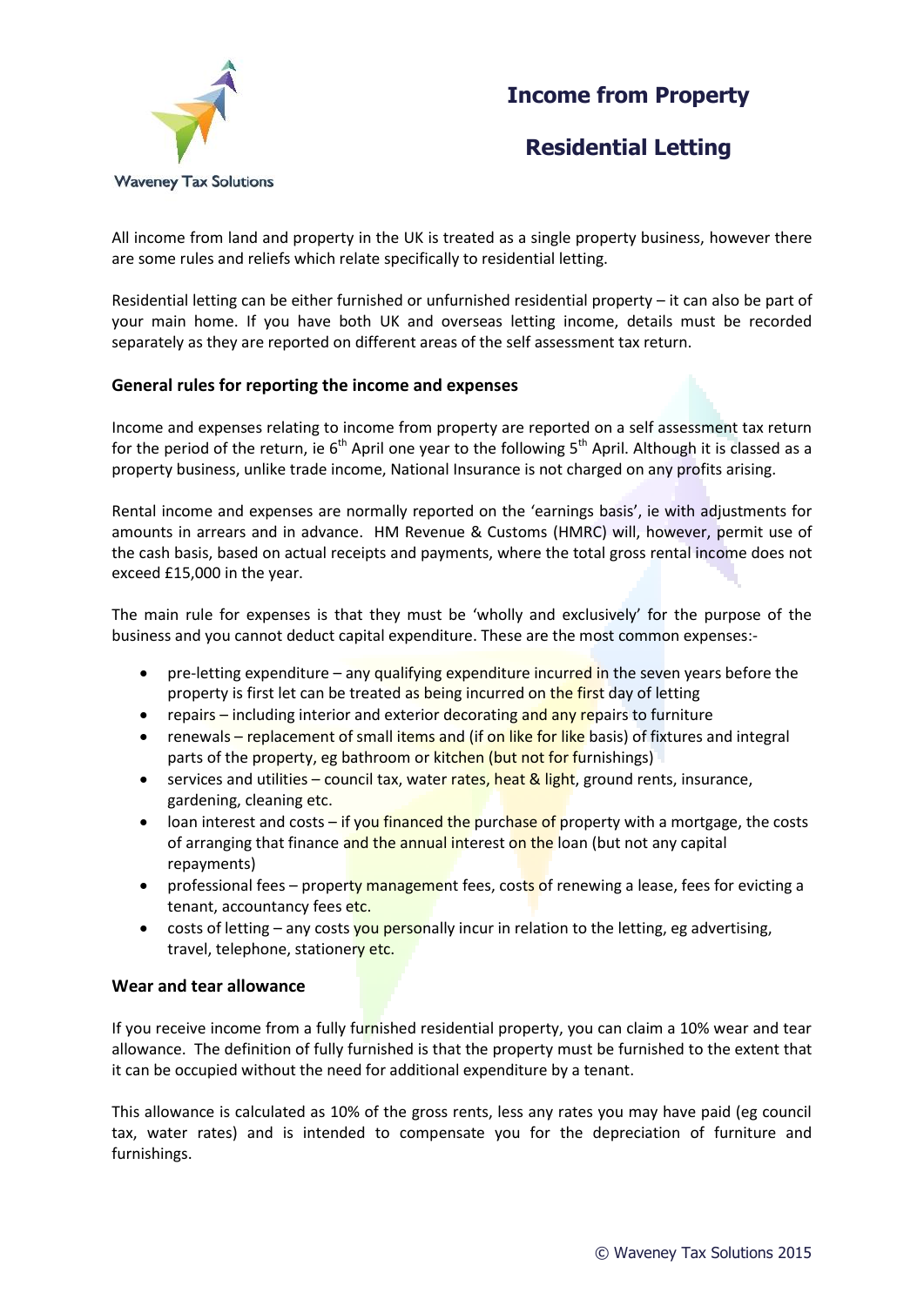Waveney Tax Solutions

# Income from Property

# Residential Letting

All income from land and property in the UK is treated as a single property business, however there are some rules and reliefs which relate specifically to residential letting.

Residential letting can be either furnished or unfurnished residential property – it can also be part of your main home. If you have both UK and overseas letting income, details must be recorded separately as they are reported on different areas of the self assessment tax return.

## General rules for reporting the income and expenses

Income and expenses relating to income from property are reported on a self assessment tax return for the period of the return, ie 6th April one year to the following 5th April. Although it is classed as a property business, unlike trade income, National Insurance is not charged on any profits arising.

Rental income and expenses are normally reported on the 'earnings basis', ie with adjustments for amounts in arrears and in advance. HM Revenue & Customs (HMRC) will, however, permit use of the cash basis, based on actual receipts and payments, where the total gross rental income does not exceed £15,000 in the year.

The main rule for expenses is that they must be 'wholly and exclusively' for the purpose of the business and you cannot deduct capital expenditure. These are the most common expenses:-

- pre-letting expenditure – any qualifying expenditure incurred in the seven years before the property is first let can be treated as being incurred on the first day of letting
- repairs – including interior and exterior decorating and any repairs to furniture
- renewals – replacement of small items and (if on like for like basis) of fixtures and integral parts of the property, eg bathroom or kitchen (but not for furnishings)
- services and utilities – council tax, water rates, heat & light, ground rents, insurance, gardening, cleaning etc.
- loan interest and costs – if you financed the purchase of property with a mortgage, the costs of arranging that finance and the annual interest on the loan (but not any capital repayments)
- professional fees – property management fees, costs of renewing a lease, fees for evicting a tenant, accountancy fees etc.
- costs of letting – any costs you personally incur in relation to the letting, eg advertising, travel, telephone, stationery etc.

## Wear and tear allowance

If you receive income from a fully furnished residential property, you can claim a 10% wear and tear allowance. The definition of fully furnished is that the property must be furnished to the extent that it can be occupied without the need for additional expenditure by a tenant.

This allowance is calculated as 10% of the gross rents, less any rates you may have paid (eg council tax, water rates) and is intended to compensate you for the depreciation of furniture and furnishings.

© Waveney Tax Solutions 2015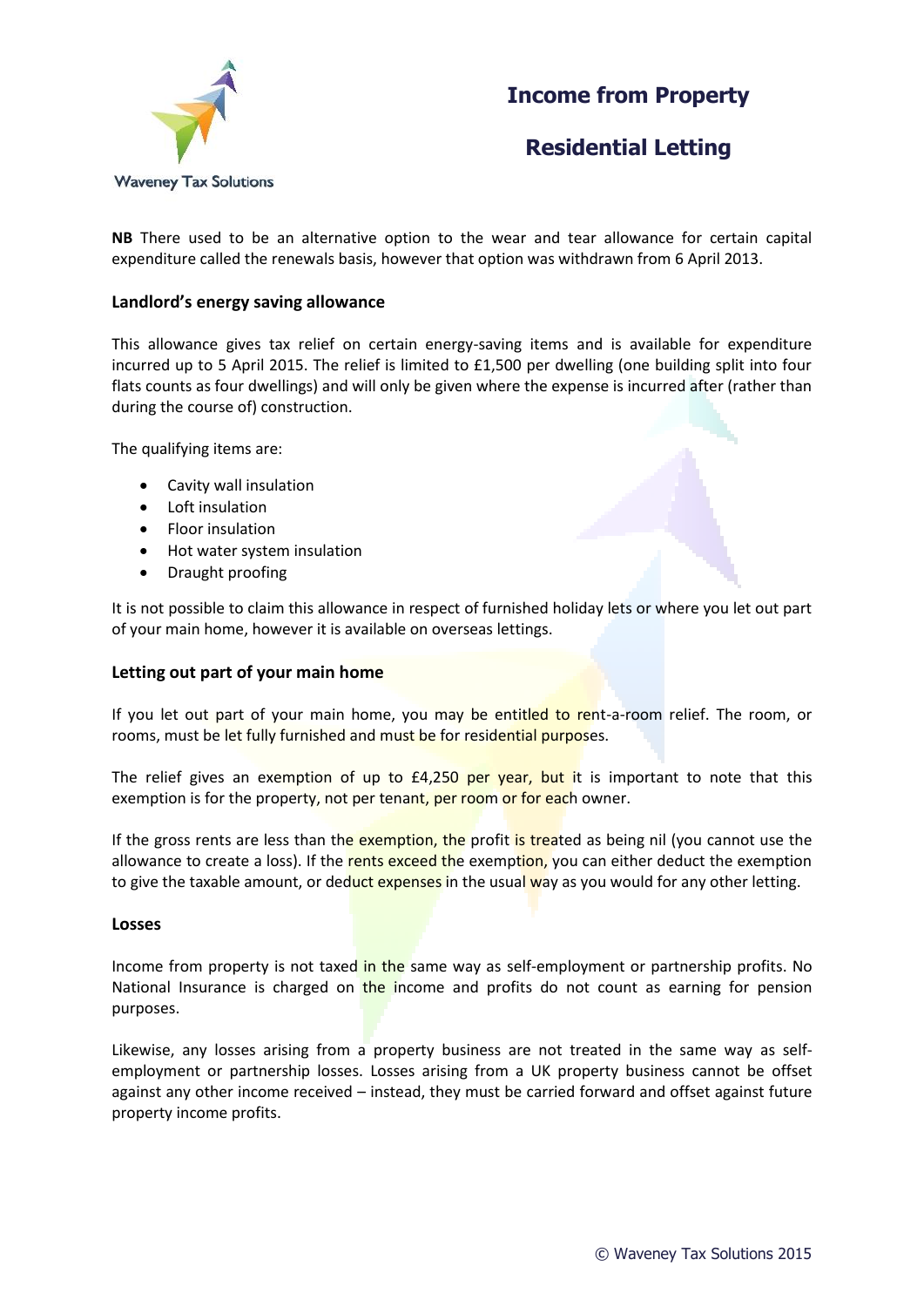**NB** There used to be an alternative option to the wear and tear allowance for certain capital expenditure called the renewals basis, however that option was withdrawn from 6 April 2013.

### Landlord's energy saving allowance

This allowance gives tax relief on certain energy-saving items and is available for expenditure incurred up to 5 April 2015. The relief is limited to £1,500 per dwelling (one building split into four flats counts as four dwellings) and will only be given where the expense is incurred after (rather than during the course of) construction.

The qualifying items are:

- Cavity wall insulation
- Loft insulation
- Floor insulation
- Hot water system insulation
- Draught proofing

It is not possible to claim this allowance in respect of furnished holiday lets or where you let out part of your main home, however it is available on overseas lettings.

### Letting out part of your main home

If you let out part of your main home, you may be entitled to rent-a-room relief. The room, or rooms, must be let fully furnished and must be for residential purposes.

The relief gives an exemption of up to £4,250 per year, but it is important to note that this exemption is for the property, not per tenant, per room or for each owner.

If the gross rents are less than the exemption, the profit is treated as being nil (you cannot use the allowance to create a loss). If the rents exceed the exemption, you can either deduct the exemption to give the taxable amount, or deduct expenses in the usual way as you would for any other letting.

### Losses

Income from property is not taxed in the same way as self-employment or partnership profits. No National Insurance is charged on the income and profits do not count as earning for pension purposes.

Likewise, any losses arising from a property business are not treated in the same way as self-employment or partnership losses. Losses arising from a UK property business cannot be offset against any other income received – instead, they must be carried forward and offset against future property income profits.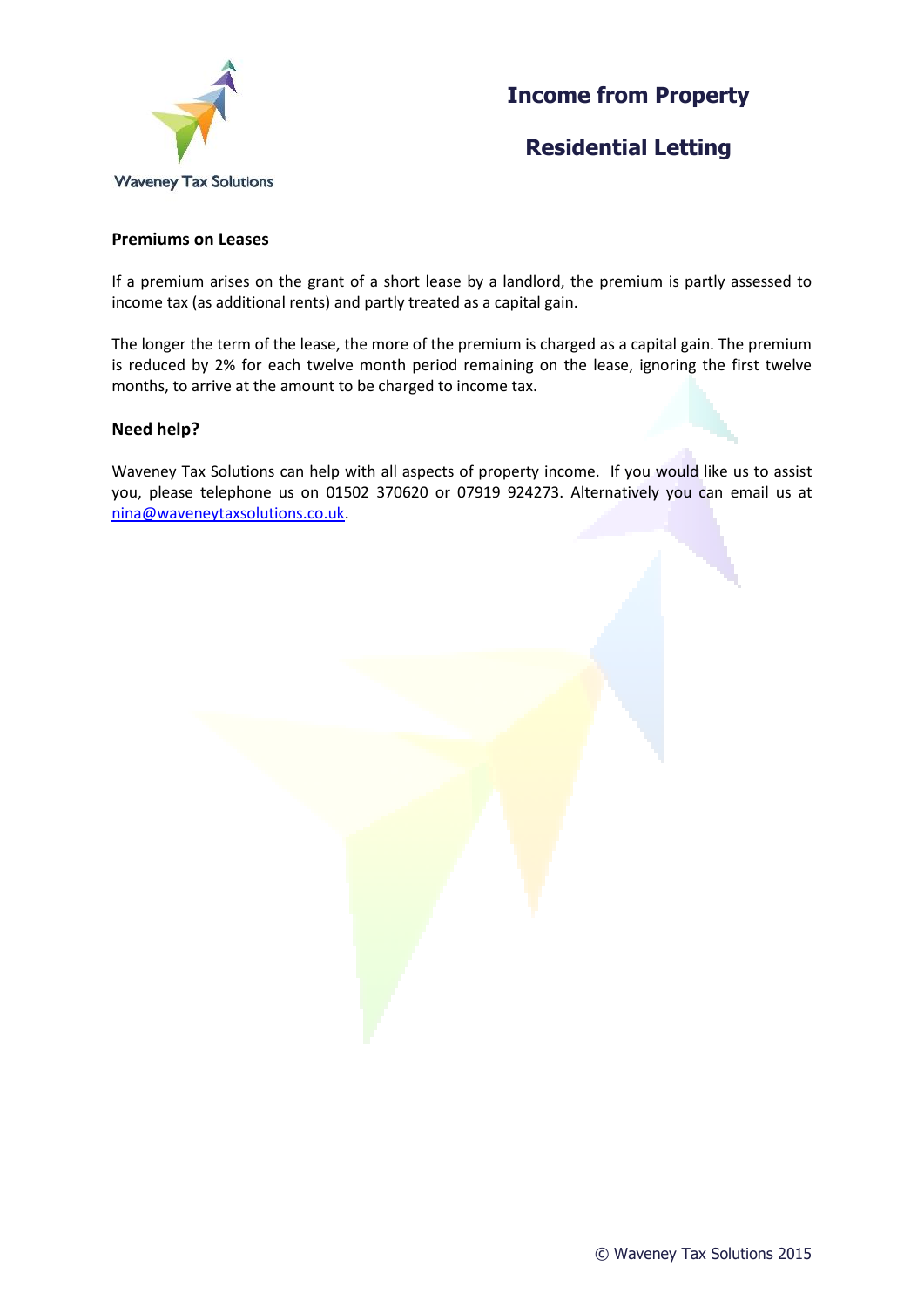## Premiums on Leases

If a premium arises on the grant of a short lease by a landlord, the premium is partly assessed to income tax (as additional rents) and partly treated as a capital gain.

The longer the term of the lease, the more of the premium is charged as a capital gain. The premium is reduced by 2% for each twelve month period remaining on the lease, ignoring the first twelve months, to arrive at the amount to be charged to income tax.

## Need help?

Waveney Tax Solutions can help with all aspects of property income. If you would like us to assist you, please telephone us on 01502 370620 or 07919 924273. Alternatively you can email us at nina@waveneytaxsolutions.co.uk.

© Waveney Tax Solutions 2015